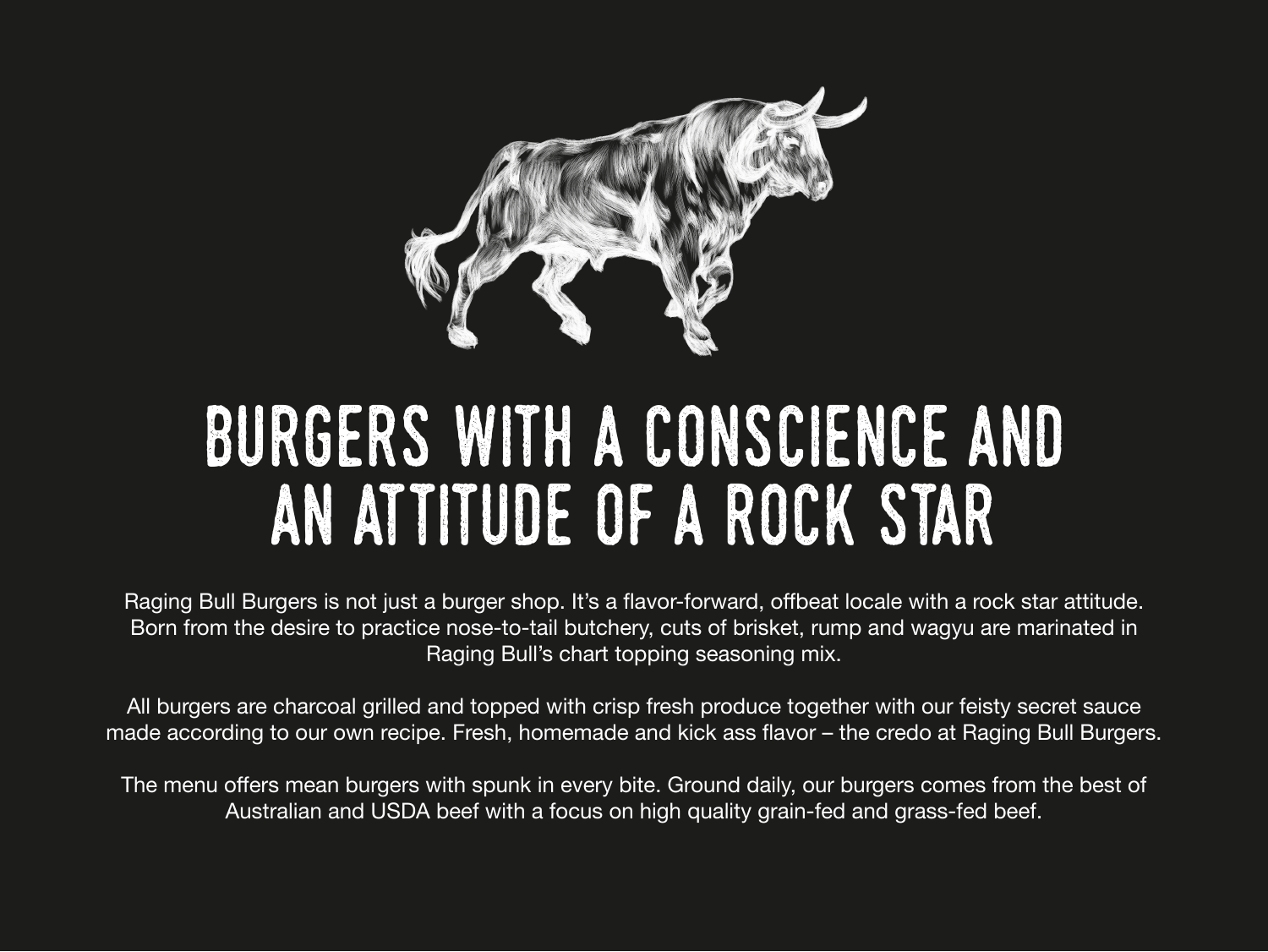# BURGERS WITH A CONSCIENCE AND AN ATTITUDE OF A ROCK STAR

Raging Bull Burgers is not just a burger shop. It's a flavor-forward, offbeat locale with a rock star attitude. Born from the desire to practice nose-to-tail butchery, cuts of brisket, rump and wagyu are marinated in Raging Bull's chart topping seasoning mix.

All burgers are charcoal grilled and topped with crisp fresh produce together with our feisty secret sauce made according to our own recipe. Fresh, homemade and kick ass flavor – the credo at Raging Bull Burgers.

The menu offers mean burgers with spunk in every bite. Ground daily, our burgers comes from the best of Australian and USDA beef with a focus on high quality grain-fed and grass-fed beef.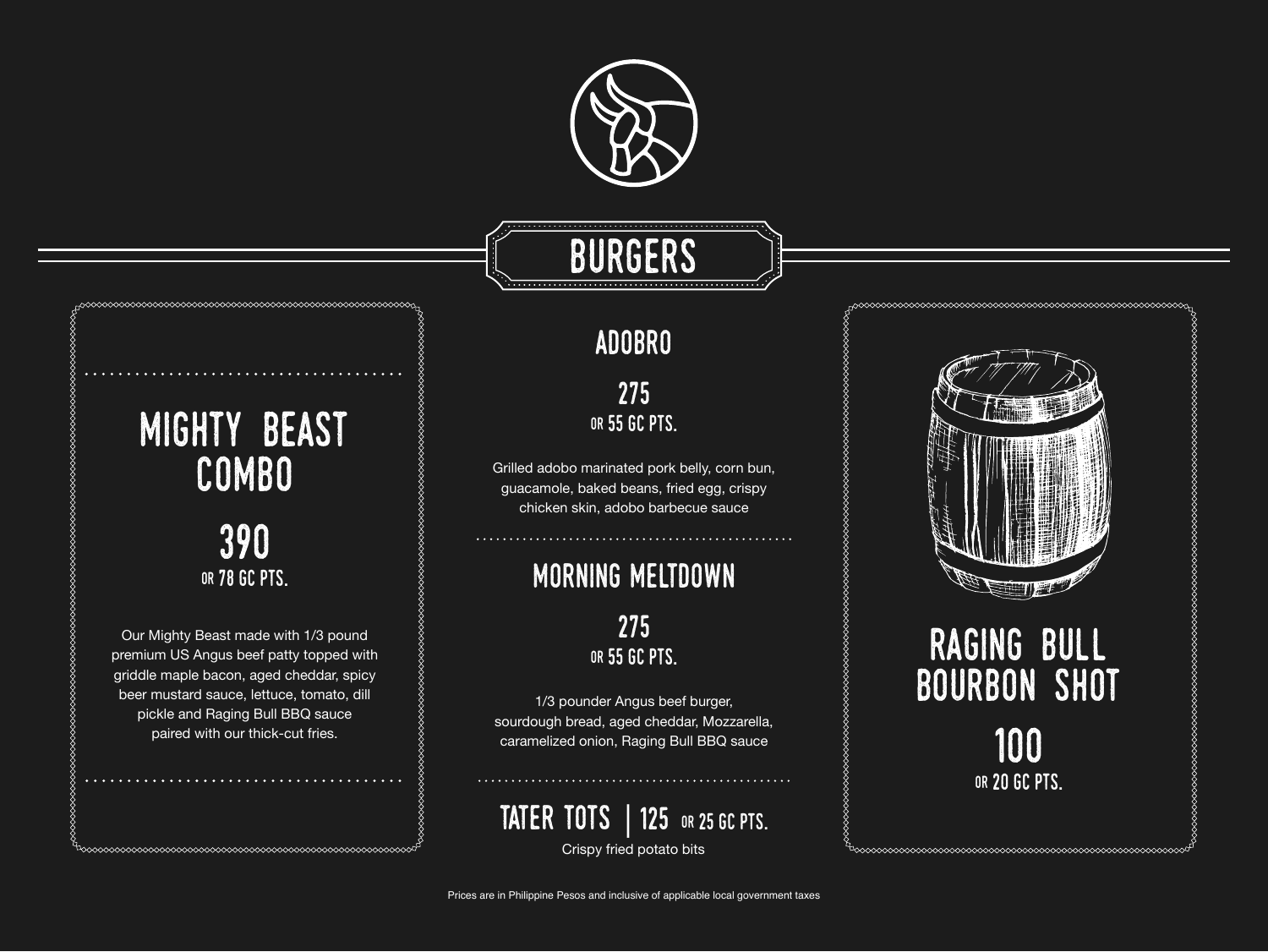# BURGERS

## MIGHTY BEAST COMBO

**390**
OR 78 GC PTS.

Our Mighty Beast made with 1/3 pound premium US Angus beef patty topped with griddle maple bacon, aged cheddar, spicy beer mustard sauce, lettuce, tomato, dill pickle and Raging Bull BBQ sauce paired with our thick-cut fries.

## ADOBRO

**275**
OR 55 GC PTS.

Grilled adobo marinated pork belly, corn bun, guacamole, baked beans, fried egg, crispy chicken skin, adobo barbecue sauce

## MORNING MELTDOWN

**275**
OR 55 GC PTS.

1/3 pounder Angus beef burger, sourdough bread, aged cheddar, Mozzarella, caramelized onion, Raging Bull BBQ sauce

## TATER TOTS | 125 OR 25 GC PTS.

Crispy fried potato bits

## RAGING BULL BOURBON SHOT

**100**
OR 20 GC PTS.

Prices are in Philippine Pesos and inclusive of applicable local government taxes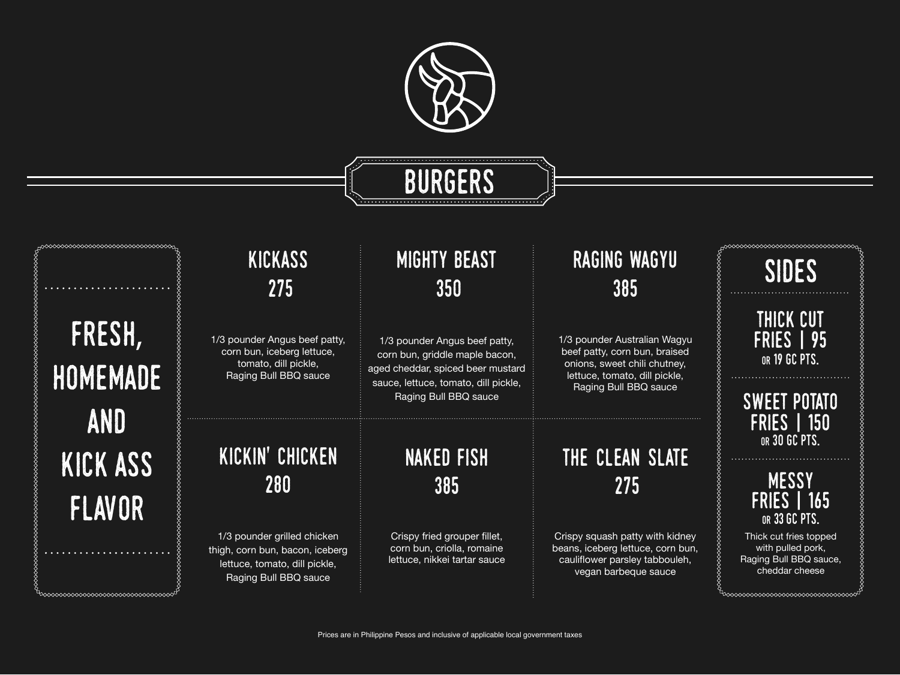# BURGERS

**FRESH, HOMEMADE AND KICK ASS FLAVOR**

## KICKASS
### 275

1/3 pounder Angus beef patty, corn bun, iceberg lettuce, tomato, dill pickle, Raging Bull BBQ sauce

## MIGHTY BEAST
### 350

1/3 pounder Angus beef patty, corn bun, griddle maple bacon, aged cheddar, spiced beer mustard sauce, lettuce, tomato, dill pickle, Raging Bull BBQ sauce

## RAGING WAGYU
### 385

1/3 pounder Australian Wagyu beef patty, corn bun, braised onions, sweet chili chutney, lettuce, tomato, dill pickle, Raging Bull BBQ sauce

## KICKIN' CHICKEN
### 280

1/3 pounder grilled chicken thigh, corn bun, bacon, iceberg lettuce, tomato, dill pickle, Raging Bull BBQ sauce

## NAKED FISH
### 385

Crispy fried grouper fillet, corn bun, criolla, romaine lettuce, nikkei tartar sauce

## THE CLEAN SLATE
### 275

Crispy squash patty with kidney beans, iceberg lettuce, corn bun, cauliflower parsley tabbouleh, vegan barbeque sauce

## SIDES

### THICK CUT FRIES | 95
OR 19 GC PTS.

### SWEET POTATO FRIES | 150
OR 30 GC PTS.

### MESSY FRIES | 165
OR 33 GC PTS.

Thick cut fries topped with pulled pork, Raging Bull BBQ sauce, cheddar cheese

Prices are in Philippine Pesos and inclusive of applicable local government taxes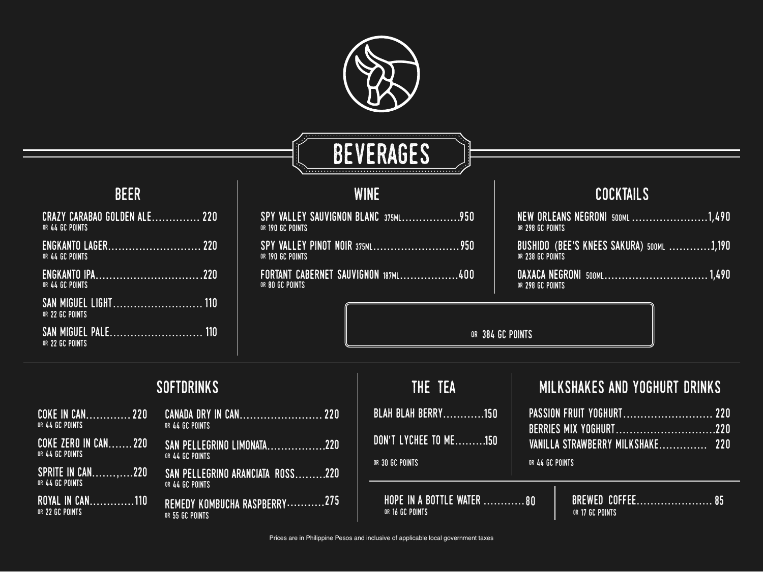# BEVERAGES

## BEER

- CRAZY CARABAO GOLDEN ALE.............. 220
  OR 44 GC POINTS
- ENGKANTO LAGER........................... 220
  OR 44 GC POINTS
- ENGKANTO IPA...............................220
  OR 44 GC POINTS
- SAN MIGUEL LIGHT.......................... 110
  OR 22 GC POINTS
- SAN MIGUEL PALE........................... 110
  OR 22 GC POINTS

## WINE

- SPY VALLEY SAUVIGNON BLANC 375ML.................950
  OR 190 GC POINTS
- SPY VALLEY PINOT NOIR 375ML.........................950
  OR 190 GC POINTS
- FORTANT CABERNET SAUVIGNON 187ML.................400
  OR 80 GC POINTS

## COCKTAILS

- NEW ORLEANS NEGRONI 500ML ......................1,490
  OR 298 GC POINTS
- BUSHIDO (BEE'S KNEES SAKURA) 500ML ............1,190
  OR 238 GC POINTS
- OAXACA NEGRONI 500ML..............................1,490
  OR 298 GC POINTS

OR 384 GC POINTS

## SOFTDRINKS

- COKE IN CAN............. 220
  OR 44 GC POINTS
- COKE ZERO IN CAN....... 220
  OR 44 GC POINTS
- SPRITE IN CAN.......,....220
  OR 44 GC POINTS
- ROYAL IN CAN.............110
  OR 22 GC POINTS
- CANADA DRY IN CAN........................ 220
  OR 44 GC POINTS
- SAN PELLEGRINO LIMONATA.................220
  OR 44 GC POINTS
- SAN PELLEGRINO ARANCIATA ROSS.........220
  OR 44 GC POINTS
- REMEDY KOMBUCHA RASPBERRY...........275
  OR 55 GC POINTS

## THE TEA

- BLAH BLAH BERRY............150
- DON'T LYCHEE TO ME.........150

OR 30 GC POINTS

## MILKSHAKES AND YOGHURT DRINKS

- PASSION FRUIT YOGHURT.......................... 220
- BERRIES MIX YOGHURT.............................220
- VANILLA STRAWBERRY MILKSHAKE.............. 220

OR 44 GC POINTS

- HOPE IN A BOTTLE WATER ............80
  OR 16 GC POINTS
- BREWED COFFEE...................... 85
  OR 17 GC POINTS

Prices are in Philippine Pesos and inclusive of applicable local government taxes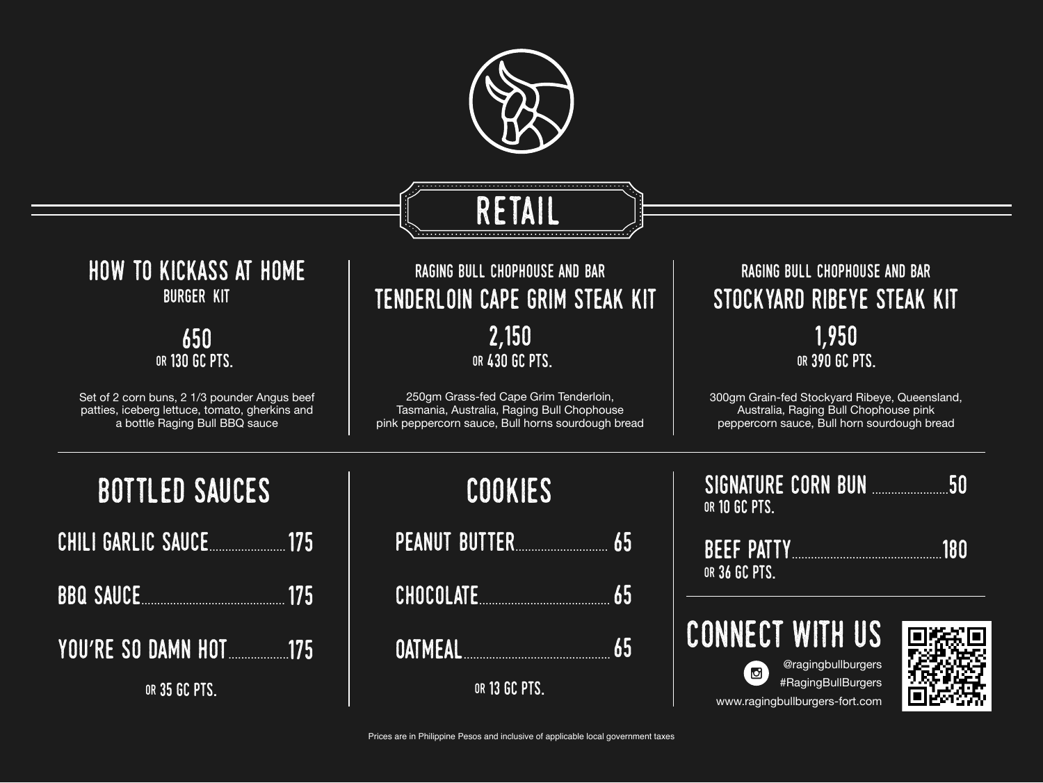# RETAIL

## HOW TO KICKASS AT HOME

### BURGER KIT

**650**
OR 130 GC PTS.

Set of 2 corn buns, 2 1/3 pounder Angus beef patties, iceberg lettuce, tomato, gherkins and a bottle Raging Bull BBQ sauce

## RAGING BULL CHOPHOUSE AND BAR

### TENDERLOIN CAPE GRIM STEAK KIT

**2,150**
OR 430 GC PTS.

250gm Grass-fed Cape Grim Tenderloin, Tasmania, Australia, Raging Bull Chophouse pink peppercorn sauce, Bull horns sourdough bread

## RAGING BULL CHOPHOUSE AND BAR

### STOCKYARD RIBEYE STEAK KIT

**1,950**
OR 390 GC PTS.

300gm Grain-fed Stockyard Ribeye, Queensland, Australia, Raging Bull Chophouse pink peppercorn sauce, Bull horn sourdough bread

## BOTTLED SAUCES

- CHILI GARLIC SAUCE ........ 175
- BBQ SAUCE ........ 175
- YOU'RE SO DAMN HOT ........ 175

OR 35 GC PTS.

## COOKIES

- PEANUT BUTTER ........ 65
- CHOCOLATE ........ 65
- OATMEAL ........ 65

OR 13 GC PTS.

**SIGNATURE CORN BUN ........ 50**
OR 10 GC PTS.

**BEEF PATTY ........ 180**
OR 36 GC PTS.

## CONNECT WITH US

@ragingbullburgers
#RagingBullBurgers
www.ragingbullburgers-fort.com

Prices are in Philippine Pesos and inclusive of applicable local government taxes